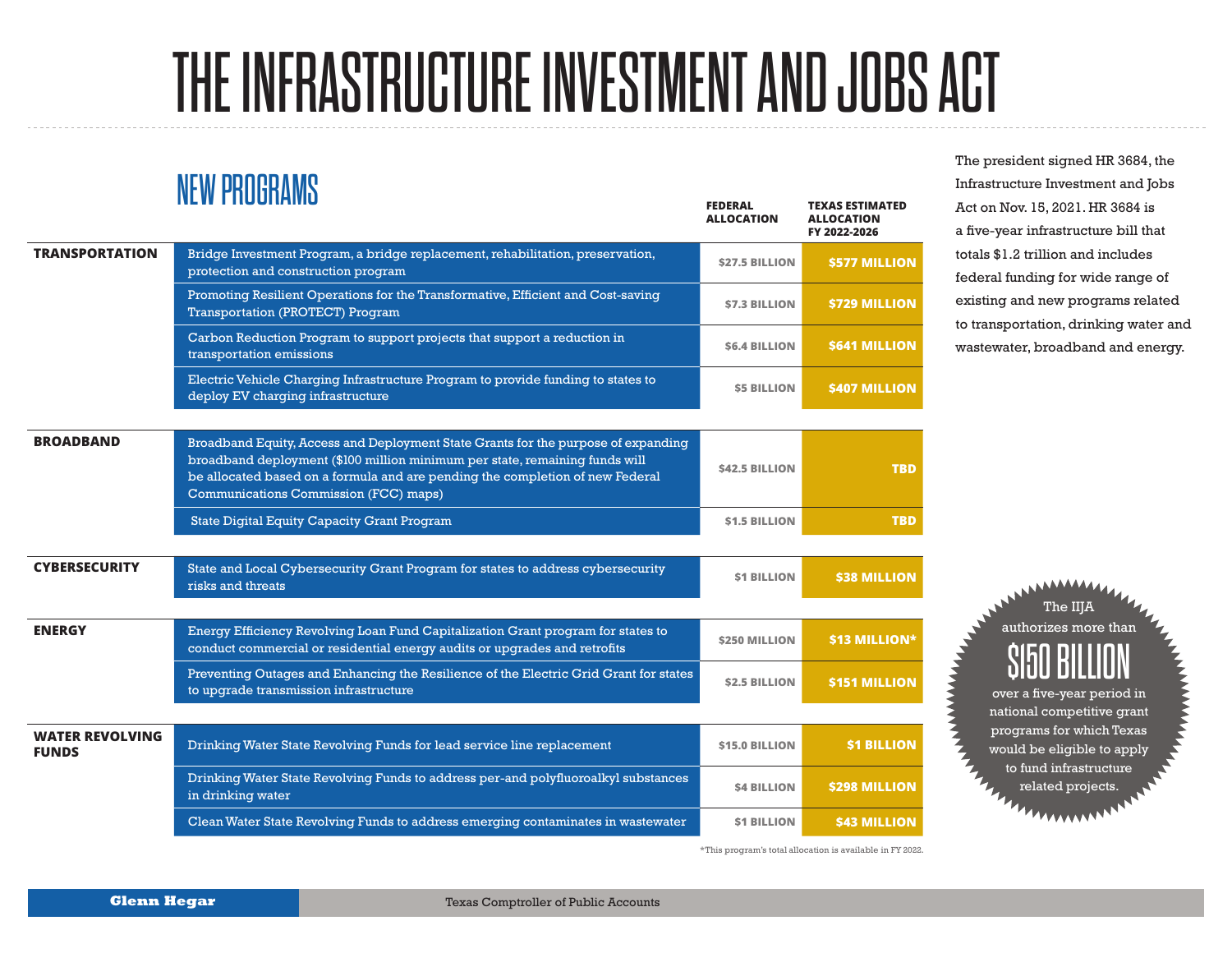# THE INFRASTRUCTURE INVESTMENT AND JOBS ACT

The president signed HR 3684, the Infrastructure Investment and Jobs Act on Nov. 15, 2021. HR 3684 is a five-year infrastructure bill that totals $1.2 trillion and includes federal funding for wide range of existing and new programs related to transportation, drinking water and wastewater, broadband and energy.

## NEW PROGRAMS

| Category | Program | Federal Allocation | Texas Estimated Allocation FY 2022-2026 |
|---|---|---|---|
| **TRANSPORTATION** | Bridge Investment Program, a bridge replacement, rehabilitation, preservation, protection and construction program | $27.5 BILLION | $577 MILLION |
| | Promoting Resilient Operations for the Transformative, Efficient and Cost-saving Transportation (PROTECT) Program | $7.3 BILLION | $729 MILLION |
| | Carbon Reduction Program to support projects that support a reduction in transportation emissions | $6.4 BILLION | $641 MILLION |
| | Electric Vehicle Charging Infrastructure Program to provide funding to states to deploy EV charging infrastructure | $5 BILLION | $407 MILLION |
| **BROADBAND** | Broadband Equity, Access and Deployment State Grants for the purpose of expanding broadband deployment ($100 million minimum per state, remaining funds will be allocated based on a formula and are pending the completion of new Federal Communications Commission (FCC) maps) | $42.5 BILLION | TBD |
| | State Digital Equity Capacity Grant Program | $1.5 BILLION | TBD |
| **CYBERSECURITY** | State and Local Cybersecurity Grant Program for states to address cybersecurity risks and threats | $1 BILLION | $38 MILLION |
| **ENERGY** | Energy Efficiency Revolving Loan Fund Capitalization Grant program for states to conduct commercial or residential energy audits or upgrades and retrofits | $250 MILLION | $13 MILLION* |
| | Preventing Outages and Enhancing the Resilience of the Electric Grid Grant for states to upgrade transmission infrastructure | $2.5 BILLION | $151 MILLION |
| **WATER REVOLVING FUNDS** | Drinking Water State Revolving Funds for lead service line replacement | $15.0 BILLION | $1 BILLION |
| | Drinking Water State Revolving Funds to address per-and polyfluoroalkyl substances in drinking water | $4 BILLION | $298 MILLION |
| | Clean Water State Revolving Funds to address emerging contaminates in wastewater | $1 BILLION | $43 MILLION |

*This program's total allocation is available in FY 2022.

The IIJA authorizes more than **$150 BILLION** over a five-year period in national competitive grant programs for which Texas would be eligible to apply to fund infrastructure related projects.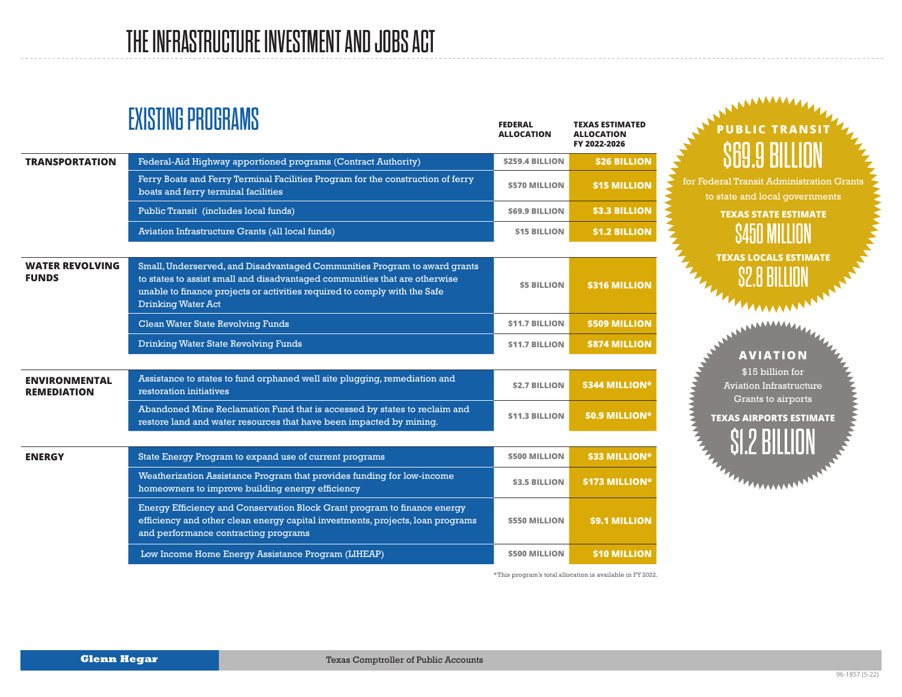# THE INFRASTRUCTURE INVESTMENT AND JOBS ACT

## EXISTING PROGRAMS

| | | FEDERAL ALLOCATION | TEXAS ESTIMATED ALLOCATION FY 2022-2026 |
|---|---|---|---|
| **TRANSPORTATION** | Federal-Aid Highway apportioned programs (Contract Authority) | $259.4 BILLION | $26 BILLION |
| | Ferry Boats and Ferry Terminal Facilities Program for the construction of ferry boats and ferry terminal facilities | $570 MILLION | $15 MILLION |
| | Public Transit (includes local funds) | $69.9 BILLION | $3.3 BILLION |
| | Aviation Infrastructure Grants (all local funds) | $15 BILLION | $1.2 BILLION |
| **WATER REVOLVING FUNDS** | Small, Underserved, and Disadvantaged Communities Program to award grants to states to assist small and disadvantaged communities that are otherwise unable to finance projects or activities required to comply with the Safe Drinking Water Act | $5 BILLION | $316 MILLION |
| | Clean Water State Revolving Funds | $11.7 BILLION | $509 MILLION |
| | Drinking Water State Revolving Funds | $11.7 BILLION | $874 MILLION |
| **ENVIRONMENTAL REMEDIATION** | Assistance to states to fund orphaned well site plugging, remediation and restoration initiatives | $2.7 BILLION | $344 MILLION* |
| | Abandoned Mine Reclamation Fund that is accessed by states to reclaim and restore land and water resources that have been impacted by mining. | $11.3 BILLION | $0.9 MILLION* |
| **ENERGY** | State Energy Program to expand use of current programs | $500 MILLION | $33 MILLION* |
| | Weatherization Assistance Program that provides funding for low-income homeowners to improve building energy efficiency | $3.5 BILLION | $173 MILLION* |
| | Energy Efficiency and Conservation Block Grant program to finance energy efficiency and other clean energy capital investments, projects, loan programs and performance contracting programs | $550 MILLION | $9.1 MILLION |
| | Low Income Home Energy Assistance Program (LIHEAP) | $500 MILLION | $10 MILLION |

*This program's total allocation is available in FY 2022.

**PUBLIC TRANSIT**

**$69.9 BILLION**

for Federal Transit Administration Grants to state and local governments

**TEXAS STATE ESTIMATE**

**$450 MILLION**

**TEXAS LOCALS ESTIMATE**

**$2.8 BILLION**

**AVIATION**

$15 billion for Aviation Infrastructure Grants to airports

**TEXAS AIRPORTS ESTIMATE**

**$1.2 BILLION**

**Glenn Hegar** Texas Comptroller of Public Accounts

96-1857 (5-22)